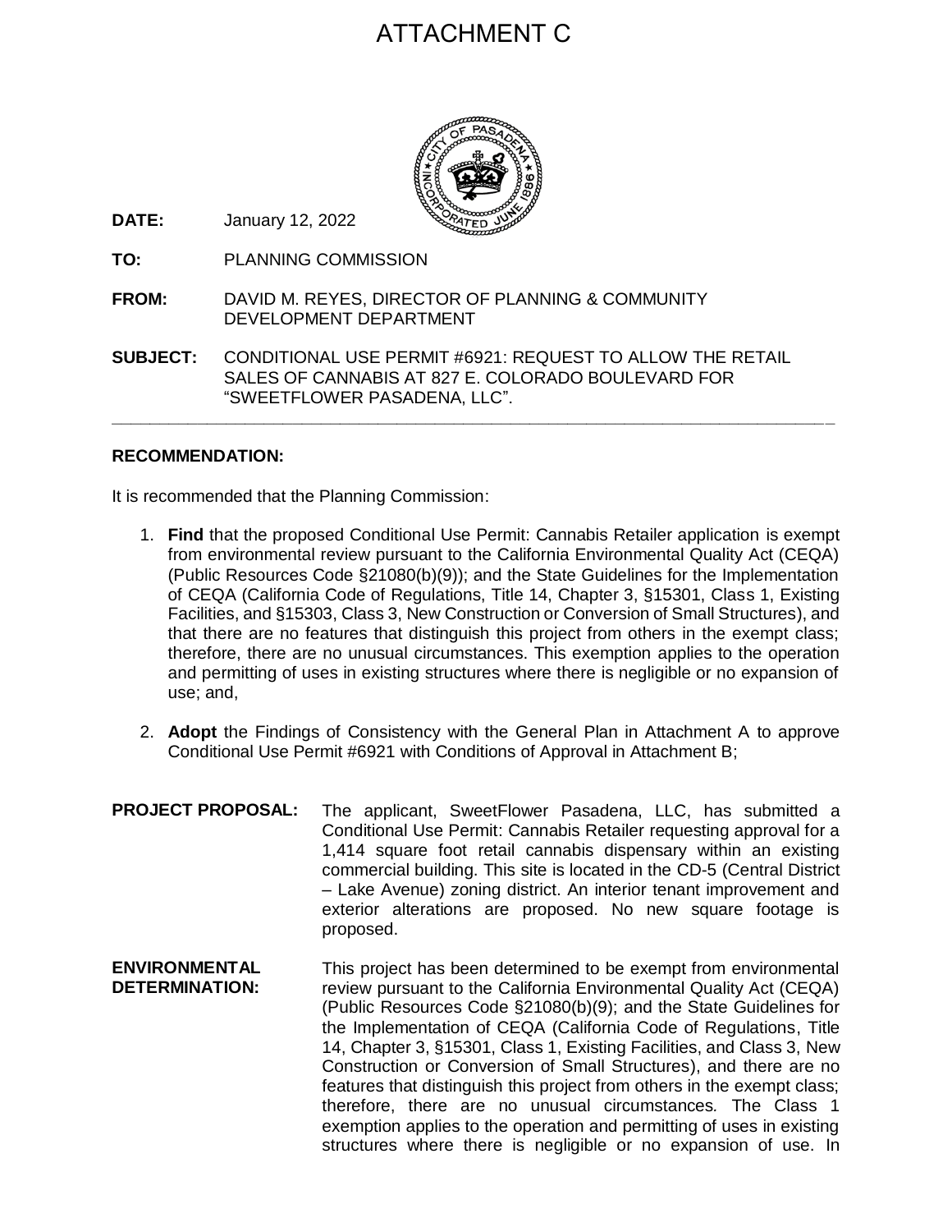# ATTACHMENT C

**DATE:** January 12, 2022

**TO:** PLANNING COMMISSION

**FROM:** DAVID M. REYES, DIRECTOR OF PLANNING & COMMUNITY DEVELOPMENT DEPARTMENT

**SUBJECT:** CONDITIONAL USE PERMIT #6921: REQUEST TO ALLOW THE RETAIL SALES OF CANNABIS AT 827 E. COLORADO BOULEVARD FOR "SWEETFLOWER PASADENA, LLC".

---

**RECOMMENDATION:**

It is recommended that the Planning Commission:

1. **Find** that the proposed Conditional Use Permit: Cannabis Retailer application is exempt from environmental review pursuant to the California Environmental Quality Act (CEQA) (Public Resources Code §21080(b)(9)); and the State Guidelines for the Implementation of CEQA (California Code of Regulations, Title 14, Chapter 3, §15301, Class 1, Existing Facilities, and §15303, Class 3, New Construction or Conversion of Small Structures), and that there are no features that distinguish this project from others in the exempt class; therefore, there are no unusual circumstances. This exemption applies to the operation and permitting of uses in existing structures where there is negligible or no expansion of use; and,

2. **Adopt** the Findings of Consistency with the General Plan in Attachment A to approve Conditional Use Permit #6921 with Conditions of Approval in Attachment B;

**PROJECT PROPOSAL:** The applicant, SweetFlower Pasadena, LLC, has submitted a Conditional Use Permit: Cannabis Retailer requesting approval for a 1,414 square foot retail cannabis dispensary within an existing commercial building. This site is located in the CD-5 (Central District – Lake Avenue) zoning district. An interior tenant improvement and exterior alterations are proposed. No new square footage is proposed.

**ENVIRONMENTAL DETERMINATION:** This project has been determined to be exempt from environmental review pursuant to the California Environmental Quality Act (CEQA) (Public Resources Code §21080(b)(9); and the State Guidelines for the Implementation of CEQA (California Code of Regulations, Title 14, Chapter 3, §15301, Class 1, Existing Facilities, and Class 3, New Construction or Conversion of Small Structures), and there are no features that distinguish this project from others in the exempt class; therefore, there are no unusual circumstances. The Class 1 exemption applies to the operation and permitting of uses in existing structures where there is negligible or no expansion of use. In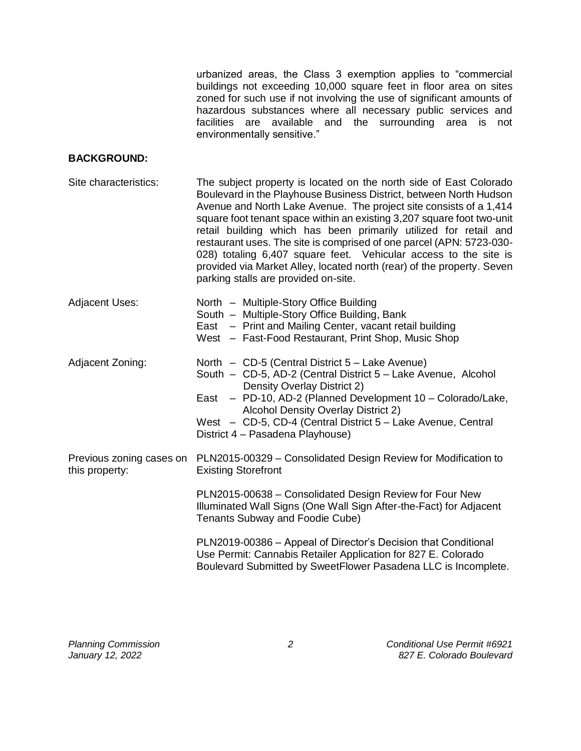urbanized areas, the Class 3 exemption applies to "commercial buildings not exceeding 10,000 square feet in floor area on sites zoned for such use if not involving the use of significant amounts of hazardous substances where all necessary public services and facilities are available and the surrounding area is not environmentally sensitive."

**BACKGROUND:**

Site characteristics: The subject property is located on the north side of East Colorado Boulevard in the Playhouse Business District, between North Hudson Avenue and North Lake Avenue. The project site consists of a 1,414 square foot tenant space within an existing 3,207 square foot two-unit retail building which has been primarily utilized for retail and restaurant uses. The site is comprised of one parcel (APN: 5723-030-028) totaling 6,407 square feet. Vehicular access to the site is provided via Market Alley, located north (rear) of the property. Seven parking stalls are provided on-site.

Adjacent Uses:
- North – Multiple-Story Office Building
- South – Multiple-Story Office Building, Bank
- East – Print and Mailing Center, vacant retail building
- West – Fast-Food Restaurant, Print Shop, Music Shop

Adjacent Zoning:
- North – CD-5 (Central District 5 – Lake Avenue)
- South – CD-5, AD-2 (Central District 5 – Lake Avenue, Alcohol Density Overlay District 2)
- East – PD-10, AD-2 (Planned Development 10 – Colorado/Lake, Alcohol Density Overlay District 2)
- West – CD-5, CD-4 (Central District 5 – Lake Avenue, Central District 4 – Pasadena Playhouse)

Previous zoning cases on this property:

PLN2015-00329 – Consolidated Design Review for Modification to Existing Storefront

PLN2015-00638 – Consolidated Design Review for Four New Illuminated Wall Signs (One Wall Sign After-the-Fact) for Adjacent Tenants Subway and Foodie Cube)

PLN2019-00386 – Appeal of Director's Decision that Conditional Use Permit: Cannabis Retailer Application for 827 E. Colorado Boulevard Submitted by SweetFlower Pasadena LLC is Incomplete.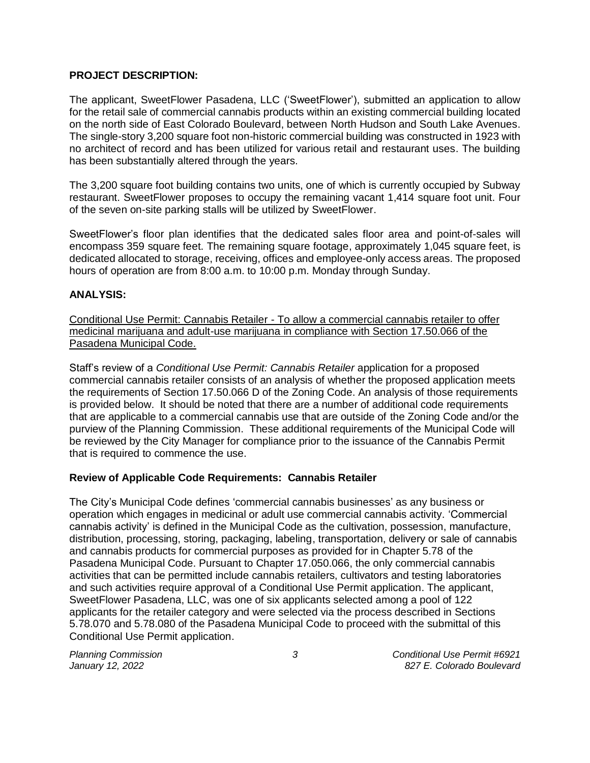**PROJECT DESCRIPTION:**

The applicant, SweetFlower Pasadena, LLC ('SweetFlower'), submitted an application to allow for the retail sale of commercial cannabis products within an existing commercial building located on the north side of East Colorado Boulevard, between North Hudson and South Lake Avenues. The single-story 3,200 square foot non-historic commercial building was constructed in 1923 with no architect of record and has been utilized for various retail and restaurant uses. The building has been substantially altered through the years.

The 3,200 square foot building contains two units, one of which is currently occupied by Subway restaurant. SweetFlower proposes to occupy the remaining vacant 1,414 square foot unit. Four of the seven on-site parking stalls will be utilized by SweetFlower.

SweetFlower's floor plan identifies that the dedicated sales floor area and point-of-sales will encompass 359 square feet. The remaining square footage, approximately 1,045 square feet, is dedicated allocated to storage, receiving, offices and employee-only access areas. The proposed hours of operation are from 8:00 a.m. to 10:00 p.m. Monday through Sunday.

**ANALYSIS:**

<u>Conditional Use Permit: Cannabis Retailer - To allow a commercial cannabis retailer to offer medicinal marijuana and adult-use marijuana in compliance with Section 17.50.066 of the Pasadena Municipal Code.</u>

Staff's review of a *Conditional Use Permit: Cannabis Retailer* application for a proposed commercial cannabis retailer consists of an analysis of whether the proposed application meets the requirements of Section 17.50.066 D of the Zoning Code. An analysis of those requirements is provided below. It should be noted that there are a number of additional code requirements that are applicable to a commercial cannabis use that are outside of the Zoning Code and/or the purview of the Planning Commission. These additional requirements of the Municipal Code will be reviewed by the City Manager for compliance prior to the issuance of the Cannabis Permit that is required to commence the use.

**Review of Applicable Code Requirements: Cannabis Retailer**

The City's Municipal Code defines 'commercial cannabis businesses' as any business or operation which engages in medicinal or adult use commercial cannabis activity. 'Commercial cannabis activity' is defined in the Municipal Code as the cultivation, possession, manufacture, distribution, processing, storing, packaging, labeling, transportation, delivery or sale of cannabis and cannabis products for commercial purposes as provided for in Chapter 5.78 of the Pasadena Municipal Code. Pursuant to Chapter 17.050.066, the only commercial cannabis activities that can be permitted include cannabis retailers, cultivators and testing laboratories and such activities require approval of a Conditional Use Permit application. The applicant, SweetFlower Pasadena, LLC, was one of six applicants selected among a pool of 122 applicants for the retailer category and were selected via the process described in Sections 5.78.070 and 5.78.080 of the Pasadena Municipal Code to proceed with the submittal of this Conditional Use Permit application.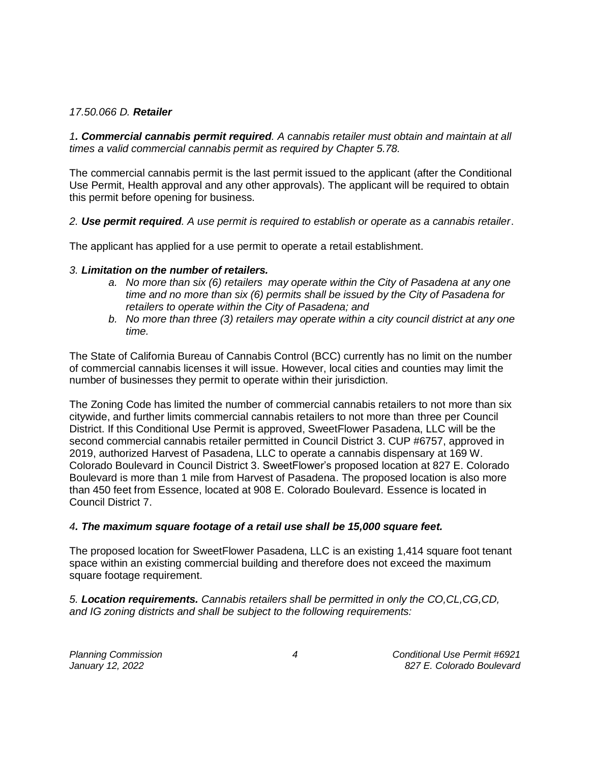*17.50.066 D. **Retailer***

*1**. Commercial cannabis permit required**. A cannabis retailer must obtain and maintain at all times a valid commercial cannabis permit as required by Chapter 5.78.*

The commercial cannabis permit is the last permit issued to the applicant (after the Conditional Use Permit, Health approval and any other approvals). The applicant will be required to obtain this permit before opening for business.

*2. **Use permit required**. A use permit is required to establish or operate as a cannabis retailer*.

The applicant has applied for a use permit to operate a retail establishment.

*3. **Limitation on the number of retailers.***

*a. No more than six (6) retailers may operate within the City of Pasadena at any one time and no more than six (6) permits shall be issued by the City of Pasadena for retailers to operate within the City of Pasadena; and*

*b. No more than three (3) retailers may operate within a city council district at any one time.*

The State of California Bureau of Cannabis Control (BCC) currently has no limit on the number of commercial cannabis licenses it will issue. However, local cities and counties may limit the number of businesses they permit to operate within their jurisdiction.

The Zoning Code has limited the number of commercial cannabis retailers to not more than six citywide, and further limits commercial cannabis retailers to not more than three per Council District. If this Conditional Use Permit is approved, SweetFlower Pasadena, LLC will be the second commercial cannabis retailer permitted in Council District 3. CUP #6757, approved in 2019, authorized Harvest of Pasadena, LLC to operate a cannabis dispensary at 169 W. Colorado Boulevard in Council District 3. SweetFlower's proposed location at 827 E. Colorado Boulevard is more than 1 mile from Harvest of Pasadena. The proposed location is also more than 450 feet from Essence, located at 908 E. Colorado Boulevard. Essence is located in Council District 7.

*4**. The maximum square footage of a retail use shall be 15,000 square feet.***

The proposed location for SweetFlower Pasadena, LLC is an existing 1,414 square foot tenant space within an existing commercial building and therefore does not exceed the maximum square footage requirement.

*5. **Location requirements.** Cannabis retailers shall be permitted in only the CO,CL,CG,CD, and IG zoning districts and shall be subject to the following requirements:*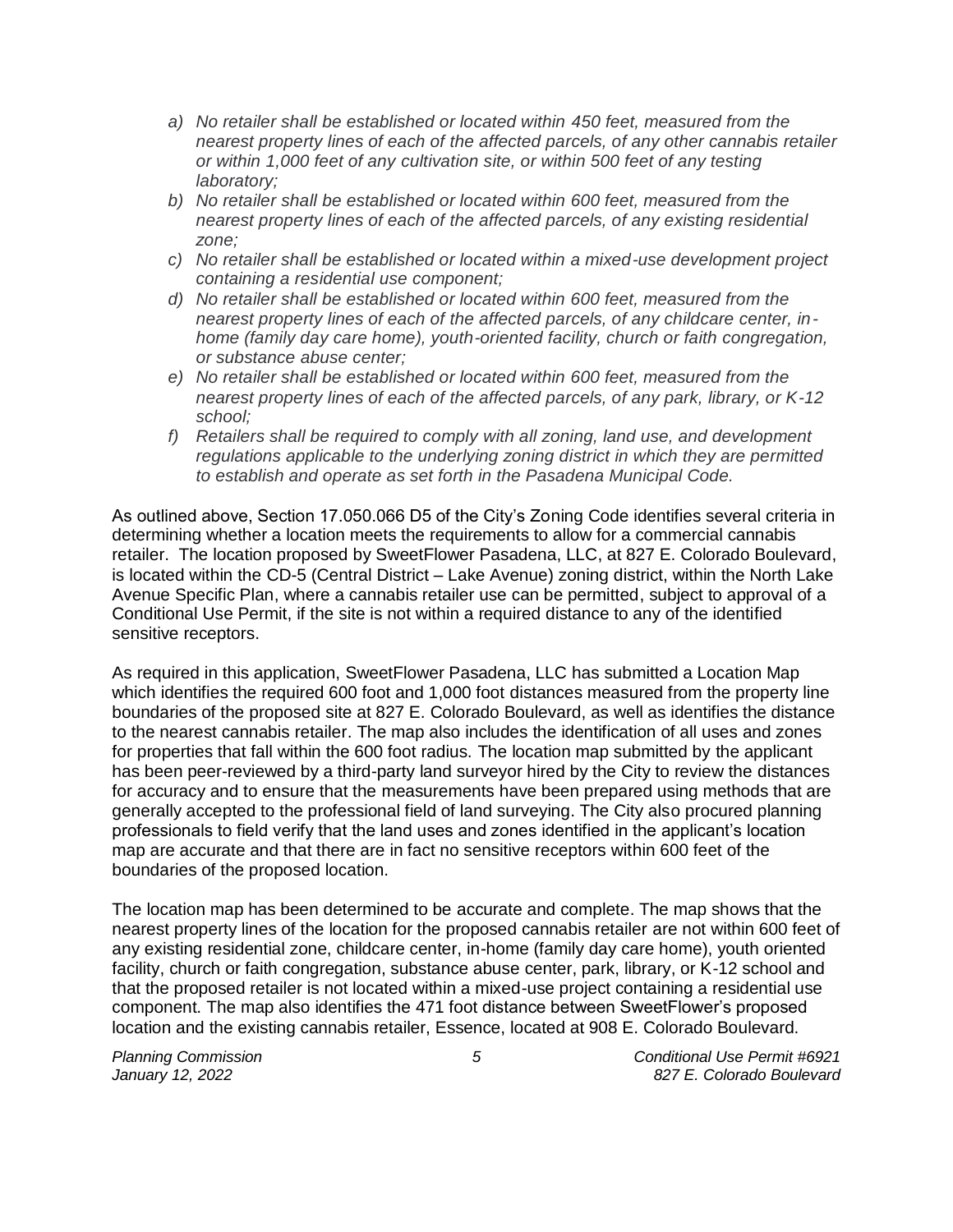*a) No retailer shall be established or located within 450 feet, measured from the nearest property lines of each of the affected parcels, of any other cannabis retailer or within 1,000 feet of any cultivation site, or within 500 feet of any testing laboratory;*

*b) No retailer shall be established or located within 600 feet, measured from the nearest property lines of each of the affected parcels, of any existing residential zone;*

*c) No retailer shall be established or located within a mixed-use development project containing a residential use component;*

*d) No retailer shall be established or located within 600 feet, measured from the nearest property lines of each of the affected parcels, of any childcare center, in-home (family day care home), youth-oriented facility, church or faith congregation, or substance abuse center;*

*e) No retailer shall be established or located within 600 feet, measured from the nearest property lines of each of the affected parcels, of any park, library, or K-12 school;*

*f) Retailers shall be required to comply with all zoning, land use, and development regulations applicable to the underlying zoning district in which they are permitted to establish and operate as set forth in the Pasadena Municipal Code.*

As outlined above, Section 17.050.066 D5 of the City's Zoning Code identifies several criteria in determining whether a location meets the requirements to allow for a commercial cannabis retailer. The location proposed by SweetFlower Pasadena, LLC, at 827 E. Colorado Boulevard, is located within the CD-5 (Central District – Lake Avenue) zoning district, within the North Lake Avenue Specific Plan, where a cannabis retailer use can be permitted, subject to approval of a Conditional Use Permit, if the site is not within a required distance to any of the identified sensitive receptors.

As required in this application, SweetFlower Pasadena, LLC has submitted a Location Map which identifies the required 600 foot and 1,000 foot distances measured from the property line boundaries of the proposed site at 827 E. Colorado Boulevard, as well as identifies the distance to the nearest cannabis retailer. The map also includes the identification of all uses and zones for properties that fall within the 600 foot radius. The location map submitted by the applicant has been peer-reviewed by a third-party land surveyor hired by the City to review the distances for accuracy and to ensure that the measurements have been prepared using methods that are generally accepted to the professional field of land surveying. The City also procured planning professionals to field verify that the land uses and zones identified in the applicant's location map are accurate and that there are in fact no sensitive receptors within 600 feet of the boundaries of the proposed location.

The location map has been determined to be accurate and complete. The map shows that the nearest property lines of the location for the proposed cannabis retailer are not within 600 feet of any existing residential zone, childcare center, in-home (family day care home), youth oriented facility, church or faith congregation, substance abuse center, park, library, or K-12 school and that the proposed retailer is not located within a mixed-use project containing a residential use component. The map also identifies the 471 foot distance between SweetFlower's proposed location and the existing cannabis retailer, Essence, located at 908 E. Colorado Boulevard.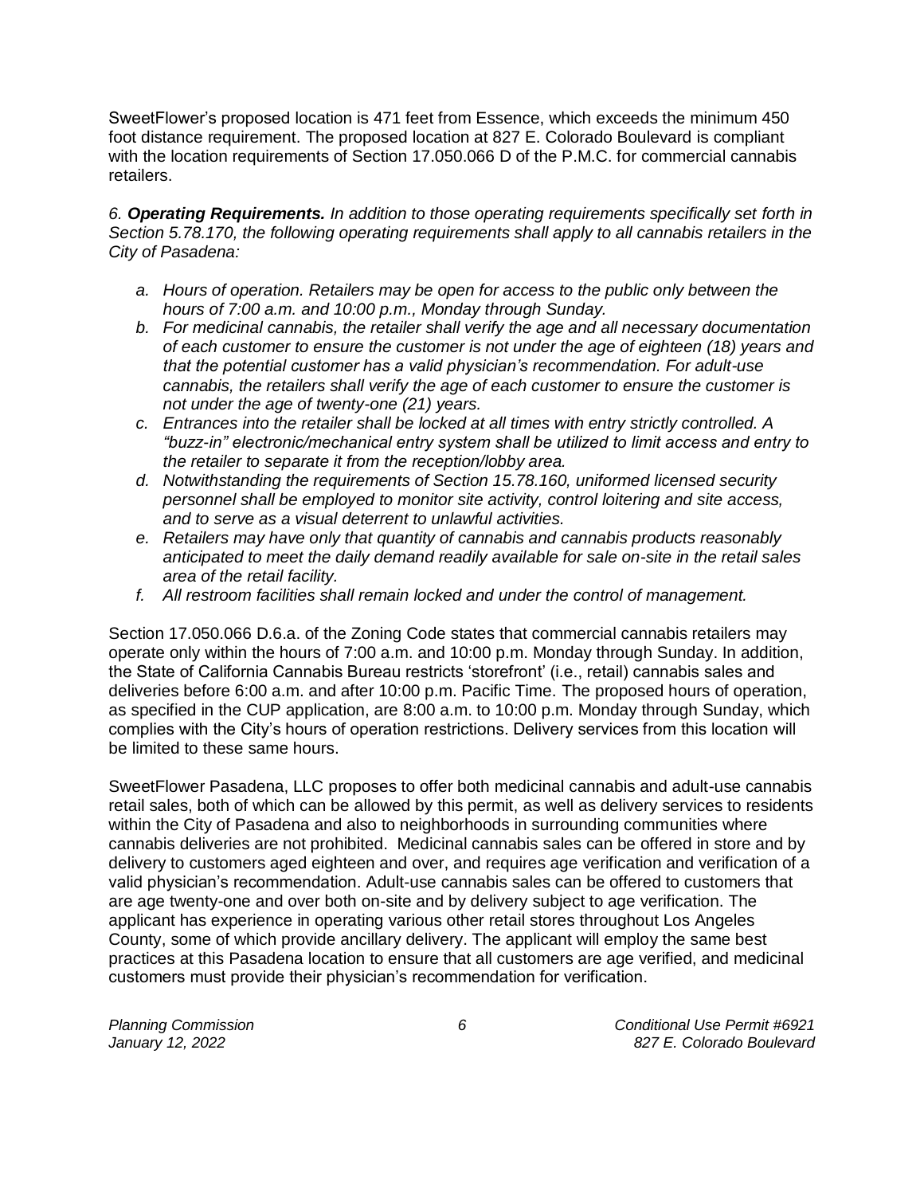SweetFlower's proposed location is 471 feet from Essence, which exceeds the minimum 450 foot distance requirement. The proposed location at 827 E. Colorado Boulevard is compliant with the location requirements of Section 17.050.066 D of the P.M.C. for commercial cannabis retailers.

*6. **Operating Requirements.** In addition to those operating requirements specifically set forth in Section 5.78.170, the following operating requirements shall apply to all cannabis retailers in the City of Pasadena:*

- *a. Hours of operation. Retailers may be open for access to the public only between the hours of 7:00 a.m. and 10:00 p.m., Monday through Sunday.*
- *b. For medicinal cannabis, the retailer shall verify the age and all necessary documentation of each customer to ensure the customer is not under the age of eighteen (18) years and that the potential customer has a valid physician's recommendation. For adult-use cannabis, the retailers shall verify the age of each customer to ensure the customer is not under the age of twenty-one (21) years.*
- *c. Entrances into the retailer shall be locked at all times with entry strictly controlled. A "buzz-in" electronic/mechanical entry system shall be utilized to limit access and entry to the retailer to separate it from the reception/lobby area.*
- *d. Notwithstanding the requirements of Section 15.78.160, uniformed licensed security personnel shall be employed to monitor site activity, control loitering and site access, and to serve as a visual deterrent to unlawful activities.*
- *e. Retailers may have only that quantity of cannabis and cannabis products reasonably anticipated to meet the daily demand readily available for sale on-site in the retail sales area of the retail facility.*
- *f. All restroom facilities shall remain locked and under the control of management.*

Section 17.050.066 D.6.a. of the Zoning Code states that commercial cannabis retailers may operate only within the hours of 7:00 a.m. and 10:00 p.m. Monday through Sunday. In addition, the State of California Cannabis Bureau restricts 'storefront' (i.e., retail) cannabis sales and deliveries before 6:00 a.m. and after 10:00 p.m. Pacific Time. The proposed hours of operation, as specified in the CUP application, are 8:00 a.m. to 10:00 p.m. Monday through Sunday, which complies with the City's hours of operation restrictions. Delivery services from this location will be limited to these same hours.

SweetFlower Pasadena, LLC proposes to offer both medicinal cannabis and adult-use cannabis retail sales, both of which can be allowed by this permit, as well as delivery services to residents within the City of Pasadena and also to neighborhoods in surrounding communities where cannabis deliveries are not prohibited. Medicinal cannabis sales can be offered in store and by delivery to customers aged eighteen and over, and requires age verification and verification of a valid physician's recommendation. Adult-use cannabis sales can be offered to customers that are age twenty-one and over both on-site and by delivery subject to age verification. The applicant has experience in operating various other retail stores throughout Los Angeles County, some of which provide ancillary delivery. The applicant will employ the same best practices at this Pasadena location to ensure that all customers are age verified, and medicinal customers must provide their physician's recommendation for verification.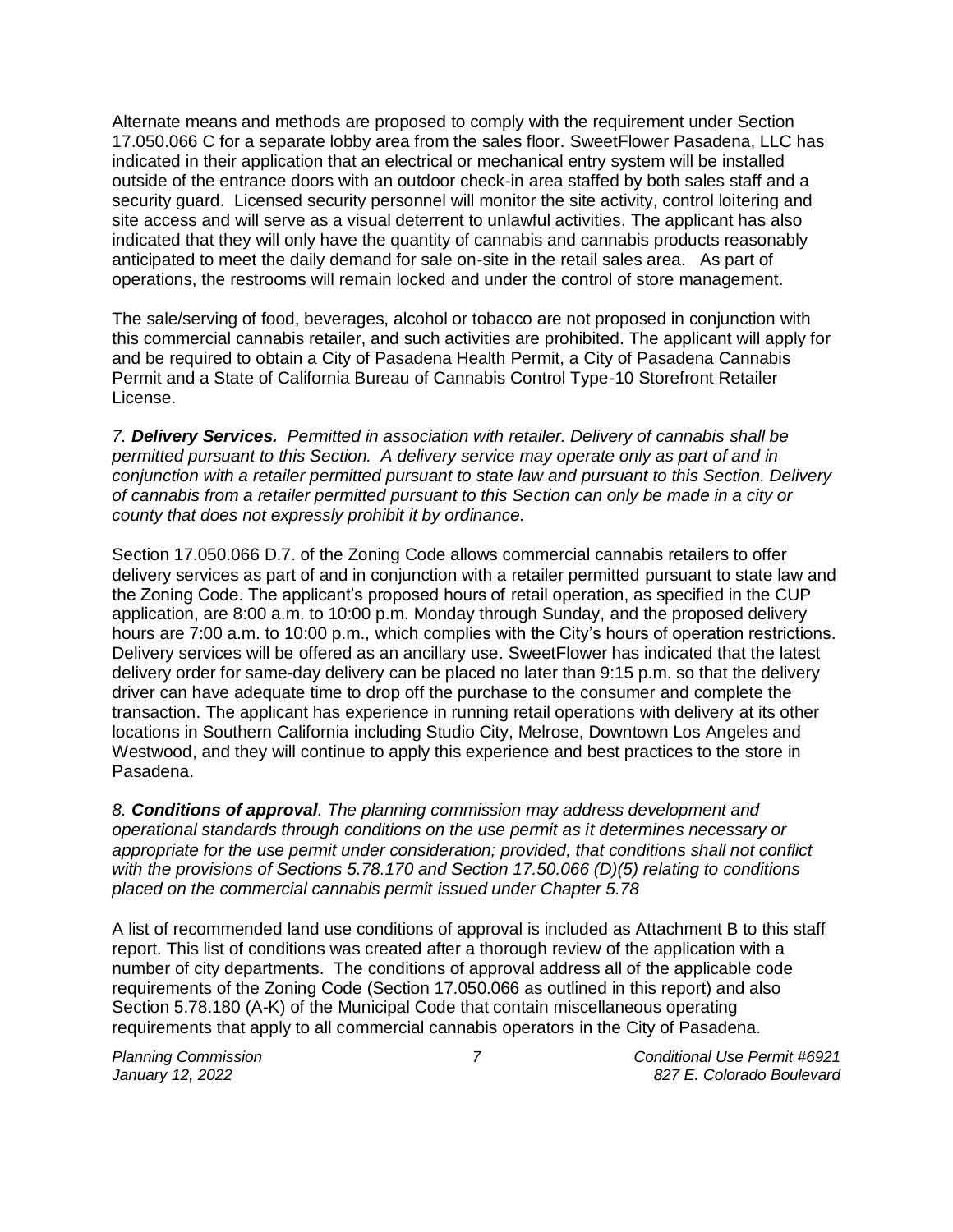Alternate means and methods are proposed to comply with the requirement under Section 17.050.066 C for a separate lobby area from the sales floor. SweetFlower Pasadena, LLC has indicated in their application that an electrical or mechanical entry system will be installed outside of the entrance doors with an outdoor check-in area staffed by both sales staff and a security guard. Licensed security personnel will monitor the site activity, control loitering and site access and will serve as a visual deterrent to unlawful activities. The applicant has also indicated that they will only have the quantity of cannabis and cannabis products reasonably anticipated to meet the daily demand for sale on-site in the retail sales area. As part of operations, the restrooms will remain locked and under the control of store management.

The sale/serving of food, beverages, alcohol or tobacco are not proposed in conjunction with this commercial cannabis retailer, and such activities are prohibited. The applicant will apply for and be required to obtain a City of Pasadena Health Permit, a City of Pasadena Cannabis Permit and a State of California Bureau of Cannabis Control Type-10 Storefront Retailer License.

*7. **Delivery Services.** Permitted in association with retailer. Delivery of cannabis shall be permitted pursuant to this Section. A delivery service may operate only as part of and in conjunction with a retailer permitted pursuant to state law and pursuant to this Section. Delivery of cannabis from a retailer permitted pursuant to this Section can only be made in a city or county that does not expressly prohibit it by ordinance.*

Section 17.050.066 D.7. of the Zoning Code allows commercial cannabis retailers to offer delivery services as part of and in conjunction with a retailer permitted pursuant to state law and the Zoning Code. The applicant's proposed hours of retail operation, as specified in the CUP application, are 8:00 a.m. to 10:00 p.m. Monday through Sunday, and the proposed delivery hours are 7:00 a.m. to 10:00 p.m., which complies with the City's hours of operation restrictions. Delivery services will be offered as an ancillary use. SweetFlower has indicated that the latest delivery order for same-day delivery can be placed no later than 9:15 p.m. so that the delivery driver can have adequate time to drop off the purchase to the consumer and complete the transaction. The applicant has experience in running retail operations with delivery at its other locations in Southern California including Studio City, Melrose, Downtown Los Angeles and Westwood, and they will continue to apply this experience and best practices to the store in Pasadena.

*8. **Conditions of approval**. The planning commission may address development and operational standards through conditions on the use permit as it determines necessary or appropriate for the use permit under consideration; provided, that conditions shall not conflict with the provisions of Sections 5.78.170 and Section 17.50.066 (D)(5) relating to conditions placed on the commercial cannabis permit issued under Chapter 5.78*

A list of recommended land use conditions of approval is included as Attachment B to this staff report. This list of conditions was created after a thorough review of the application with a number of city departments. The conditions of approval address all of the applicable code requirements of the Zoning Code (Section 17.050.066 as outlined in this report) and also Section 5.78.180 (A-K) of the Municipal Code that contain miscellaneous operating requirements that apply to all commercial cannabis operators in the City of Pasadena.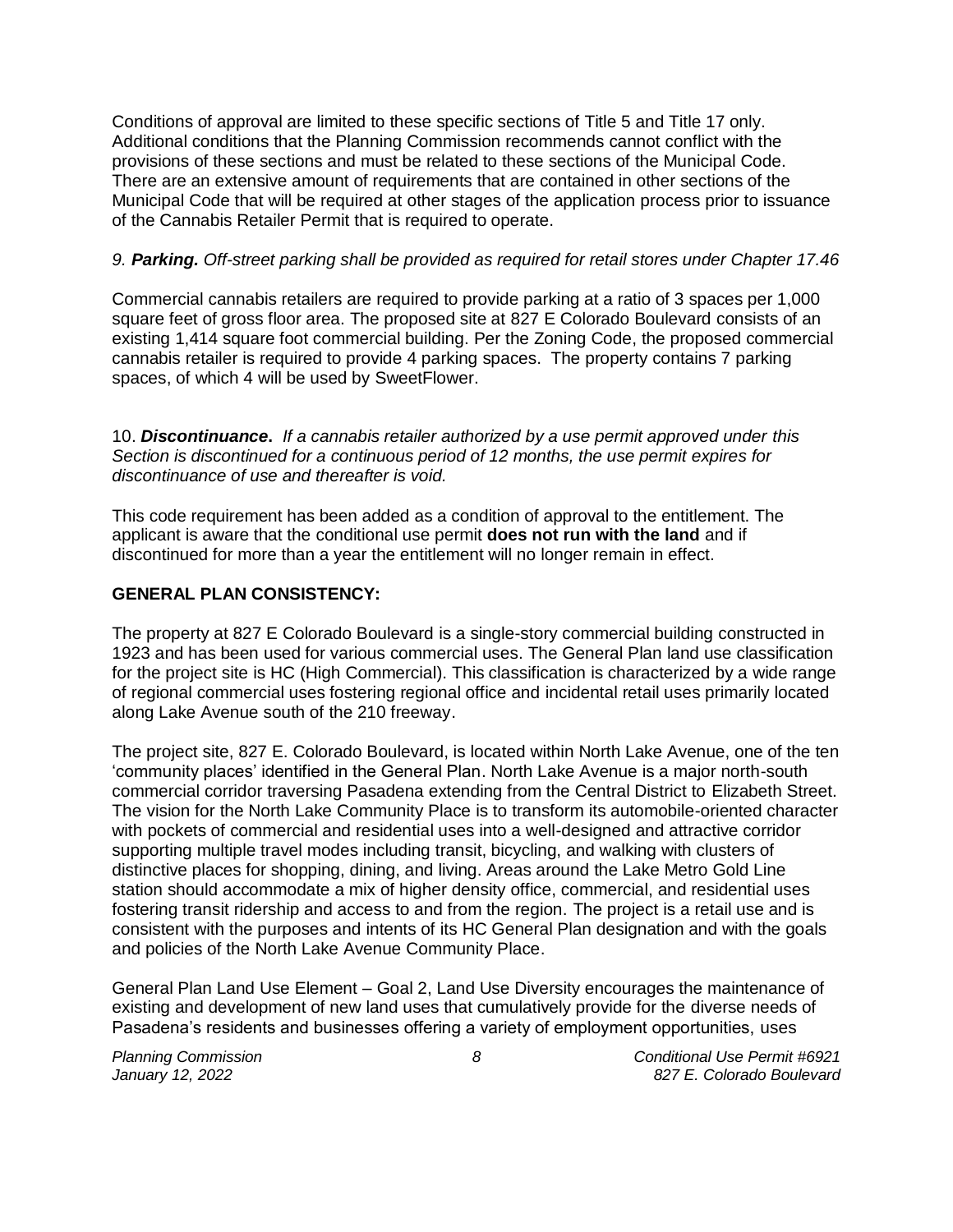Conditions of approval are limited to these specific sections of Title 5 and Title 17 only. Additional conditions that the Planning Commission recommends cannot conflict with the provisions of these sections and must be related to these sections of the Municipal Code. There are an extensive amount of requirements that are contained in other sections of the Municipal Code that will be required at other stages of the application process prior to issuance of the Cannabis Retailer Permit that is required to operate.

*9. **Parking.** Off-street parking shall be provided as required for retail stores under Chapter 17.46*

Commercial cannabis retailers are required to provide parking at a ratio of 3 spaces per 1,000 square feet of gross floor area. The proposed site at 827 E Colorado Boulevard consists of an existing 1,414 square foot commercial building. Per the Zoning Code, the proposed commercial cannabis retailer is required to provide 4 parking spaces. The property contains 7 parking spaces, of which 4 will be used by SweetFlower.

10. ***Discontinuance***. *If a cannabis retailer authorized by a use permit approved under this Section is discontinued for a continuous period of 12 months, the use permit expires for discontinuance of use and thereafter is void.*

This code requirement has been added as a condition of approval to the entitlement. The applicant is aware that the conditional use permit **does not run with the land** and if discontinued for more than a year the entitlement will no longer remain in effect.

**GENERAL PLAN CONSISTENCY:**

The property at 827 E Colorado Boulevard is a single-story commercial building constructed in 1923 and has been used for various commercial uses. The General Plan land use classification for the project site is HC (High Commercial). This classification is characterized by a wide range of regional commercial uses fostering regional office and incidental retail uses primarily located along Lake Avenue south of the 210 freeway.

The project site, 827 E. Colorado Boulevard, is located within North Lake Avenue, one of the ten 'community places' identified in the General Plan. North Lake Avenue is a major north-south commercial corridor traversing Pasadena extending from the Central District to Elizabeth Street. The vision for the North Lake Community Place is to transform its automobile-oriented character with pockets of commercial and residential uses into a well-designed and attractive corridor supporting multiple travel modes including transit, bicycling, and walking with clusters of distinctive places for shopping, dining, and living. Areas around the Lake Metro Gold Line station should accommodate a mix of higher density office, commercial, and residential uses fostering transit ridership and access to and from the region. The project is a retail use and is consistent with the purposes and intents of its HC General Plan designation and with the goals and policies of the North Lake Avenue Community Place.

General Plan Land Use Element – Goal 2, Land Use Diversity encourages the maintenance of existing and development of new land uses that cumulatively provide for the diverse needs of Pasadena's residents and businesses offering a variety of employment opportunities, uses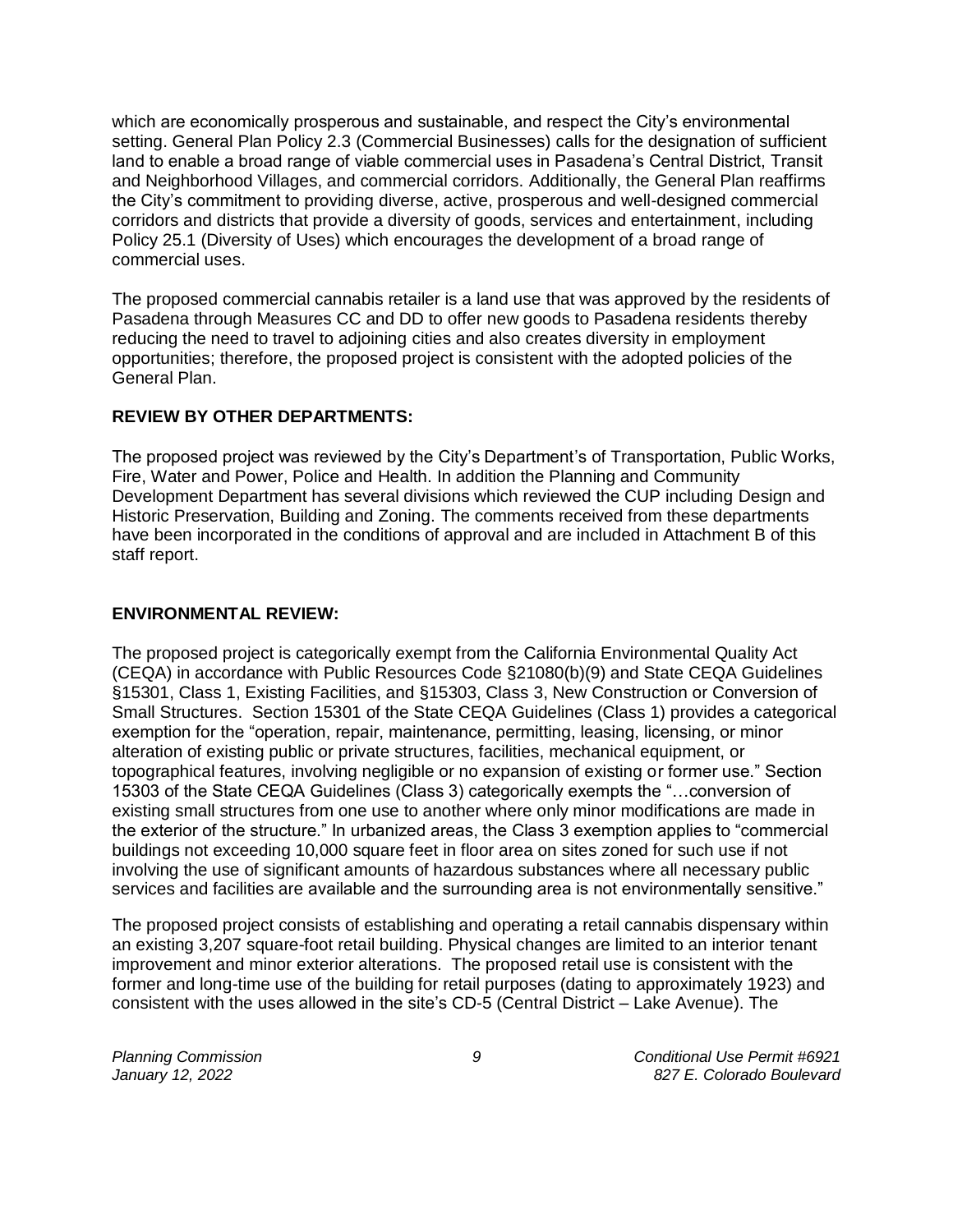which are economically prosperous and sustainable, and respect the City's environmental setting. General Plan Policy 2.3 (Commercial Businesses) calls for the designation of sufficient land to enable a broad range of viable commercial uses in Pasadena's Central District, Transit and Neighborhood Villages, and commercial corridors. Additionally, the General Plan reaffirms the City's commitment to providing diverse, active, prosperous and well-designed commercial corridors and districts that provide a diversity of goods, services and entertainment, including Policy 25.1 (Diversity of Uses) which encourages the development of a broad range of commercial uses.

The proposed commercial cannabis retailer is a land use that was approved by the residents of Pasadena through Measures CC and DD to offer new goods to Pasadena residents thereby reducing the need to travel to adjoining cities and also creates diversity in employment opportunities; therefore, the proposed project is consistent with the adopted policies of the General Plan.

**REVIEW BY OTHER DEPARTMENTS:**

The proposed project was reviewed by the City's Department's of Transportation, Public Works, Fire, Water and Power, Police and Health. In addition the Planning and Community Development Department has several divisions which reviewed the CUP including Design and Historic Preservation, Building and Zoning. The comments received from these departments have been incorporated in the conditions of approval and are included in Attachment B of this staff report.

**ENVIRONMENTAL REVIEW:**

The proposed project is categorically exempt from the California Environmental Quality Act (CEQA) in accordance with Public Resources Code §21080(b)(9) and State CEQA Guidelines §15301, Class 1, Existing Facilities, and §15303, Class 3, New Construction or Conversion of Small Structures. Section 15301 of the State CEQA Guidelines (Class 1) provides a categorical exemption for the "operation, repair, maintenance, permitting, leasing, licensing, or minor alteration of existing public or private structures, facilities, mechanical equipment, or topographical features, involving negligible or no expansion of existing or former use." Section 15303 of the State CEQA Guidelines (Class 3) categorically exempts the "…conversion of existing small structures from one use to another where only minor modifications are made in the exterior of the structure." In urbanized areas, the Class 3 exemption applies to "commercial buildings not exceeding 10,000 square feet in floor area on sites zoned for such use if not involving the use of significant amounts of hazardous substances where all necessary public services and facilities are available and the surrounding area is not environmentally sensitive."

The proposed project consists of establishing and operating a retail cannabis dispensary within an existing 3,207 square-foot retail building. Physical changes are limited to an interior tenant improvement and minor exterior alterations. The proposed retail use is consistent with the former and long-time use of the building for retail purposes (dating to approximately 1923) and consistent with the uses allowed in the site's CD-5 (Central District – Lake Avenue). The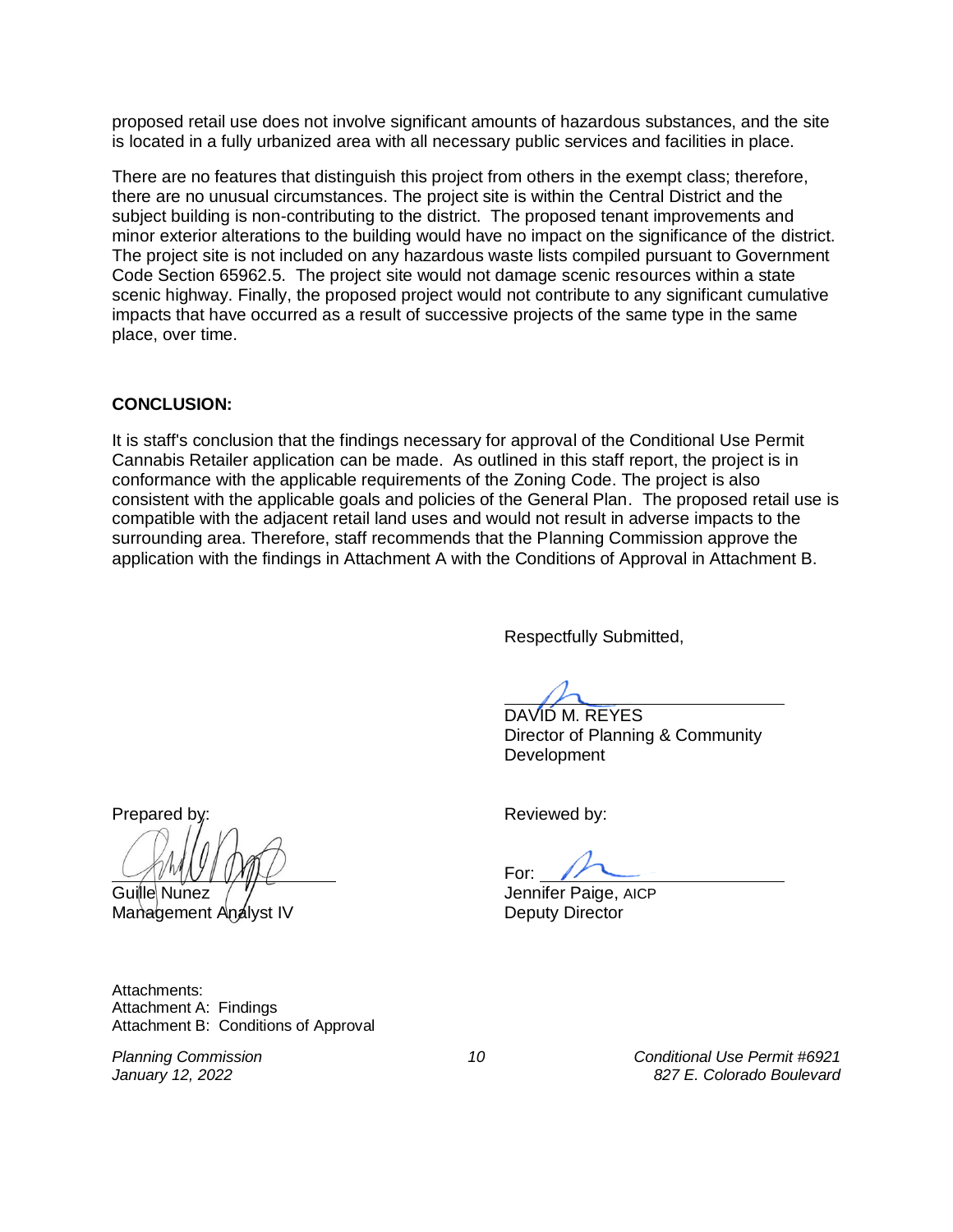proposed retail use does not involve significant amounts of hazardous substances, and the site is located in a fully urbanized area with all necessary public services and facilities in place.

There are no features that distinguish this project from others in the exempt class; therefore, there are no unusual circumstances. The project site is within the Central District and the subject building is non-contributing to the district. The proposed tenant improvements and minor exterior alterations to the building would have no impact on the significance of the district. The project site is not included on any hazardous waste lists compiled pursuant to Government Code Section 65962.5. The project site would not damage scenic resources within a state scenic highway. Finally, the proposed project would not contribute to any significant cumulative impacts that have occurred as a result of successive projects of the same type in the same place, over time.

**CONCLUSION:**

It is staff's conclusion that the findings necessary for approval of the Conditional Use Permit Cannabis Retailer application can be made. As outlined in this staff report, the project is in conformance with the applicable requirements of the Zoning Code. The project is also consistent with the applicable goals and policies of the General Plan. The proposed retail use is compatible with the adjacent retail land uses and would not result in adverse impacts to the surrounding area. Therefore, staff recommends that the Planning Commission approve the application with the findings in Attachment A with the Conditions of Approval in Attachment B.

Respectfully Submitted,

DAVID M. REYES
Director of Planning & Community Development

Prepared by:

Guille Nunez
Management Analyst IV

Reviewed by:

For:
Jennifer Paige, AICP
Deputy Director

Attachments:
Attachment A: Findings
Attachment B: Conditions of Approval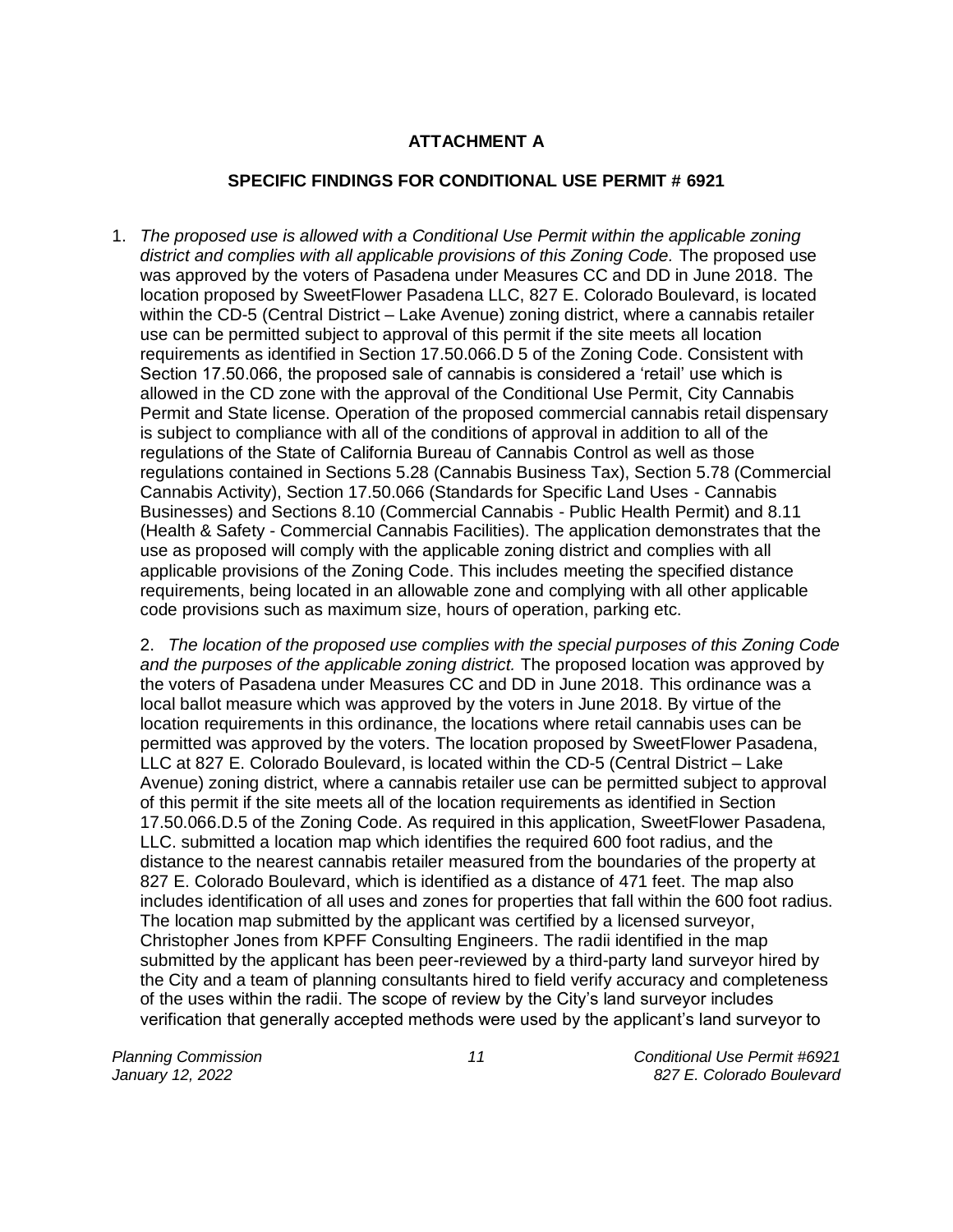**ATTACHMENT A**

**SPECIFIC FINDINGS FOR CONDITIONAL USE PERMIT # 6921**

1. *The proposed use is allowed with a Conditional Use Permit within the applicable zoning district and complies with all applicable provisions of this Zoning Code.* The proposed use was approved by the voters of Pasadena under Measures CC and DD in June 2018. The location proposed by SweetFlower Pasadena LLC, 827 E. Colorado Boulevard, is located within the CD-5 (Central District – Lake Avenue) zoning district, where a cannabis retailer use can be permitted subject to approval of this permit if the site meets all location requirements as identified in Section 17.50.066.D 5 of the Zoning Code. Consistent with Section 17.50.066, the proposed sale of cannabis is considered a 'retail' use which is allowed in the CD zone with the approval of the Conditional Use Permit, City Cannabis Permit and State license. Operation of the proposed commercial cannabis retail dispensary is subject to compliance with all of the conditions of approval in addition to all of the regulations of the State of California Bureau of Cannabis Control as well as those regulations contained in Sections 5.28 (Cannabis Business Tax), Section 5.78 (Commercial Cannabis Activity), Section 17.50.066 (Standards for Specific Land Uses - Cannabis Businesses) and Sections 8.10 (Commercial Cannabis - Public Health Permit) and 8.11 (Health & Safety - Commercial Cannabis Facilities). The application demonstrates that the use as proposed will comply with the applicable zoning district and complies with all applicable provisions of the Zoning Code. This includes meeting the specified distance requirements, being located in an allowable zone and complying with all other applicable code provisions such as maximum size, hours of operation, parking etc.

2. *The location of the proposed use complies with the special purposes of this Zoning Code and the purposes of the applicable zoning district.* The proposed location was approved by the voters of Pasadena under Measures CC and DD in June 2018. This ordinance was a local ballot measure which was approved by the voters in June 2018. By virtue of the location requirements in this ordinance, the locations where retail cannabis uses can be permitted was approved by the voters. The location proposed by SweetFlower Pasadena, LLC at 827 E. Colorado Boulevard, is located within the CD-5 (Central District – Lake Avenue) zoning district, where a cannabis retailer use can be permitted subject to approval of this permit if the site meets all of the location requirements as identified in Section 17.50.066.D.5 of the Zoning Code. As required in this application, SweetFlower Pasadena, LLC. submitted a location map which identifies the required 600 foot radius, and the distance to the nearest cannabis retailer measured from the boundaries of the property at 827 E. Colorado Boulevard, which is identified as a distance of 471 feet. The map also includes identification of all uses and zones for properties that fall within the 600 foot radius. The location map submitted by the applicant was certified by a licensed surveyor, Christopher Jones from KPFF Consulting Engineers. The radii identified in the map submitted by the applicant has been peer-reviewed by a third-party land surveyor hired by the City and a team of planning consultants hired to field verify accuracy and completeness of the uses within the radii. The scope of review by the City's land surveyor includes verification that generally accepted methods were used by the applicant's land surveyor to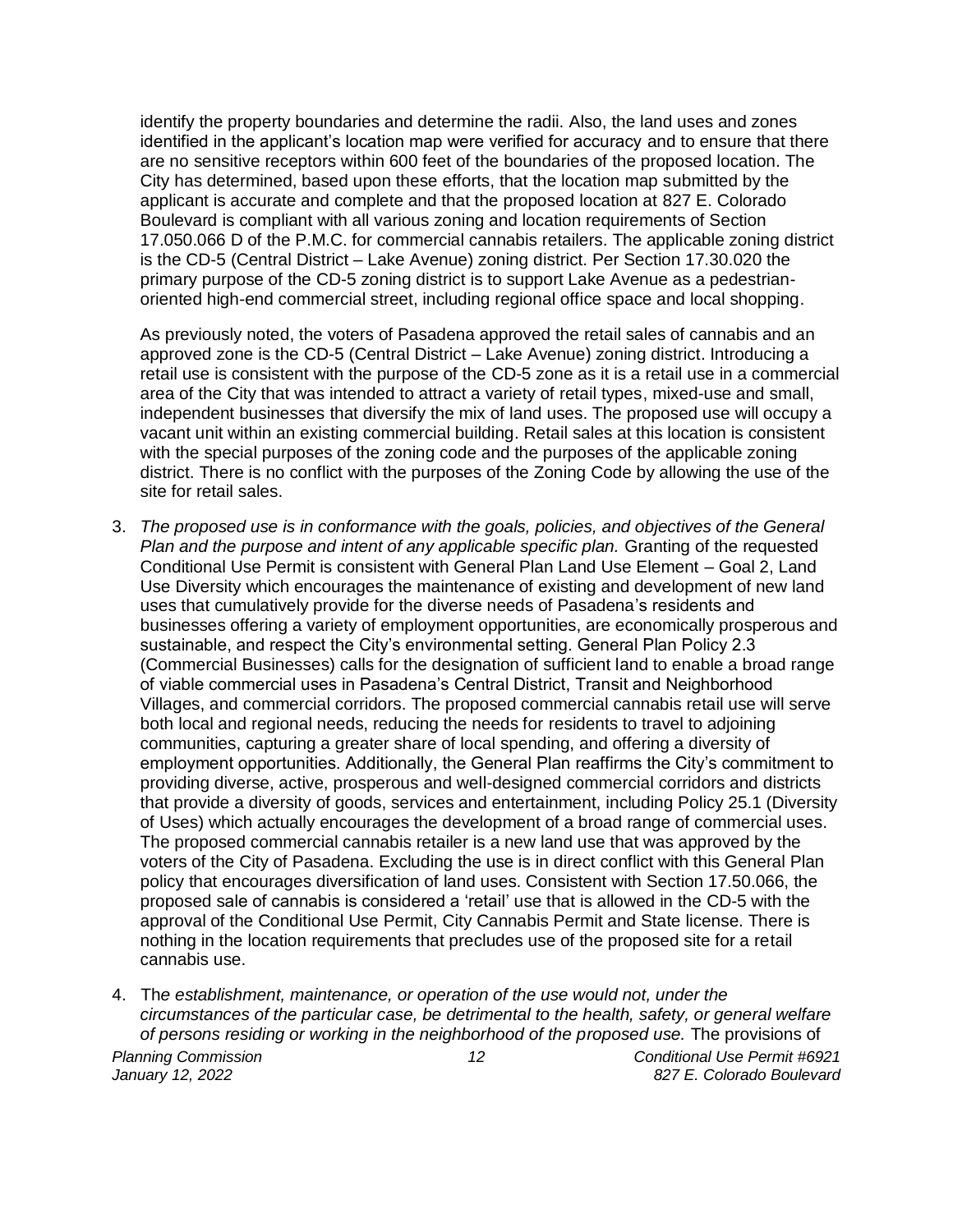identify the property boundaries and determine the radii. Also, the land uses and zones identified in the applicant's location map were verified for accuracy and to ensure that there are no sensitive receptors within 600 feet of the boundaries of the proposed location. The City has determined, based upon these efforts, that the location map submitted by the applicant is accurate and complete and that the proposed location at 827 E. Colorado Boulevard is compliant with all various zoning and location requirements of Section 17.050.066 D of the P.M.C. for commercial cannabis retailers. The applicable zoning district is the CD-5 (Central District – Lake Avenue) zoning district. Per Section 17.30.020 the primary purpose of the CD-5 zoning district is to support Lake Avenue as a pedestrian-oriented high-end commercial street, including regional office space and local shopping.

As previously noted, the voters of Pasadena approved the retail sales of cannabis and an approved zone is the CD-5 (Central District – Lake Avenue) zoning district. Introducing a retail use is consistent with the purpose of the CD-5 zone as it is a retail use in a commercial area of the City that was intended to attract a variety of retail types, mixed-use and small, independent businesses that diversify the mix of land uses. The proposed use will occupy a vacant unit within an existing commercial building. Retail sales at this location is consistent with the special purposes of the zoning code and the purposes of the applicable zoning district. There is no conflict with the purposes of the Zoning Code by allowing the use of the site for retail sales.

3. *The proposed use is in conformance with the goals, policies, and objectives of the General Plan and the purpose and intent of any applicable specific plan.* Granting of the requested Conditional Use Permit is consistent with General Plan Land Use Element – Goal 2, Land Use Diversity which encourages the maintenance of existing and development of new land uses that cumulatively provide for the diverse needs of Pasadena's residents and businesses offering a variety of employment opportunities, are economically prosperous and sustainable, and respect the City's environmental setting. General Plan Policy 2.3 (Commercial Businesses) calls for the designation of sufficient land to enable a broad range of viable commercial uses in Pasadena's Central District, Transit and Neighborhood Villages, and commercial corridors. The proposed commercial cannabis retail use will serve both local and regional needs, reducing the needs for residents to travel to adjoining communities, capturing a greater share of local spending, and offering a diversity of employment opportunities. Additionally, the General Plan reaffirms the City's commitment to providing diverse, active, prosperous and well-designed commercial corridors and districts that provide a diversity of goods, services and entertainment, including Policy 25.1 (Diversity of Uses) which actually encourages the development of a broad range of commercial uses. The proposed commercial cannabis retailer is a new land use that was approved by the voters of the City of Pasadena. Excluding the use is in direct conflict with this General Plan policy that encourages diversification of land uses. Consistent with Section 17.50.066, the proposed sale of cannabis is considered a 'retail' use that is allowed in the CD-5 with the approval of the Conditional Use Permit, City Cannabis Permit and State license. There is nothing in the location requirements that precludes use of the proposed site for a retail cannabis use.

4. Th*e establishment, maintenance, or operation of the use would not, under the circumstances of the particular case, be detrimental to the health, safety, or general welfare of persons residing or working in the neighborhood of the proposed use.* The provisions of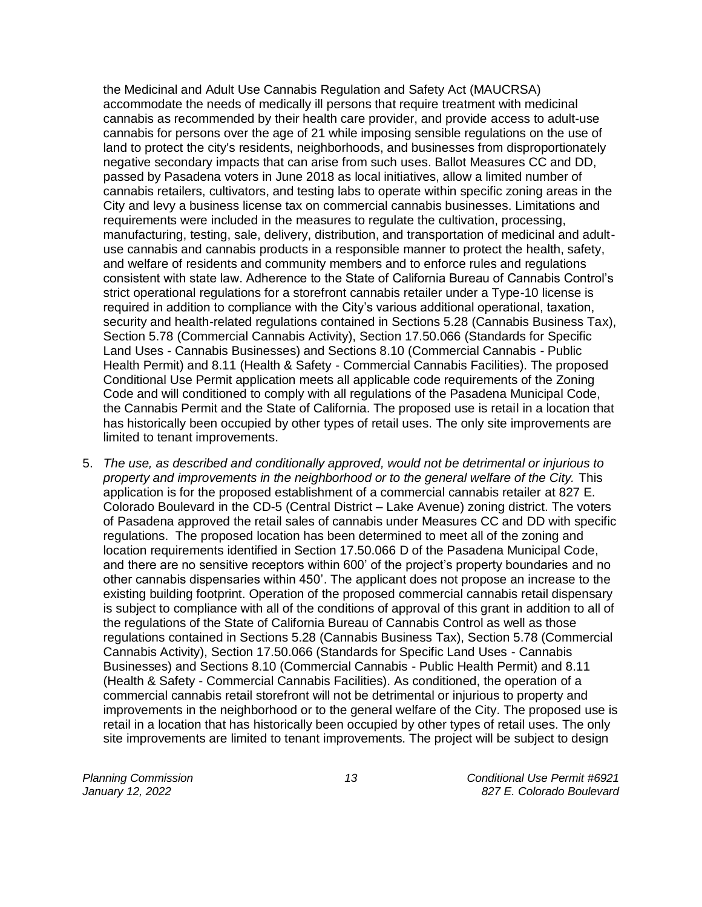the Medicinal and Adult Use Cannabis Regulation and Safety Act (MAUCRSA) accommodate the needs of medically ill persons that require treatment with medicinal cannabis as recommended by their health care provider, and provide access to adult-use cannabis for persons over the age of 21 while imposing sensible regulations on the use of land to protect the city's residents, neighborhoods, and businesses from disproportionately negative secondary impacts that can arise from such uses. Ballot Measures CC and DD, passed by Pasadena voters in June 2018 as local initiatives, allow a limited number of cannabis retailers, cultivators, and testing labs to operate within specific zoning areas in the City and levy a business license tax on commercial cannabis businesses. Limitations and requirements were included in the measures to regulate the cultivation, processing, manufacturing, testing, sale, delivery, distribution, and transportation of medicinal and adult-use cannabis and cannabis products in a responsible manner to protect the health, safety, and welfare of residents and community members and to enforce rules and regulations consistent with state law. Adherence to the State of California Bureau of Cannabis Control's strict operational regulations for a storefront cannabis retailer under a Type-10 license is required in addition to compliance with the City's various additional operational, taxation, security and health-related regulations contained in Sections 5.28 (Cannabis Business Tax), Section 5.78 (Commercial Cannabis Activity), Section 17.50.066 (Standards for Specific Land Uses - Cannabis Businesses) and Sections 8.10 (Commercial Cannabis - Public Health Permit) and 8.11 (Health & Safety - Commercial Cannabis Facilities). The proposed Conditional Use Permit application meets all applicable code requirements of the Zoning Code and will conditioned to comply with all regulations of the Pasadena Municipal Code, the Cannabis Permit and the State of California. The proposed use is retail in a location that has historically been occupied by other types of retail uses. The only site improvements are limited to tenant improvements.

5. *The use, as described and conditionally approved, would not be detrimental or injurious to property and improvements in the neighborhood or to the general welfare of the City.* This application is for the proposed establishment of a commercial cannabis retailer at 827 E. Colorado Boulevard in the CD-5 (Central District – Lake Avenue) zoning district. The voters of Pasadena approved the retail sales of cannabis under Measures CC and DD with specific regulations. The proposed location has been determined to meet all of the zoning and location requirements identified in Section 17.50.066 D of the Pasadena Municipal Code, and there are no sensitive receptors within 600' of the project's property boundaries and no other cannabis dispensaries within 450'. The applicant does not propose an increase to the existing building footprint. Operation of the proposed commercial cannabis retail dispensary is subject to compliance with all of the conditions of approval of this grant in addition to all of the regulations of the State of California Bureau of Cannabis Control as well as those regulations contained in Sections 5.28 (Cannabis Business Tax), Section 5.78 (Commercial Cannabis Activity), Section 17.50.066 (Standards for Specific Land Uses - Cannabis Businesses) and Sections 8.10 (Commercial Cannabis - Public Health Permit) and 8.11 (Health & Safety - Commercial Cannabis Facilities). As conditioned, the operation of a commercial cannabis retail storefront will not be detrimental or injurious to property and improvements in the neighborhood or to the general welfare of the City. The proposed use is retail in a location that has historically been occupied by other types of retail uses. The only site improvements are limited to tenant improvements. The project will be subject to design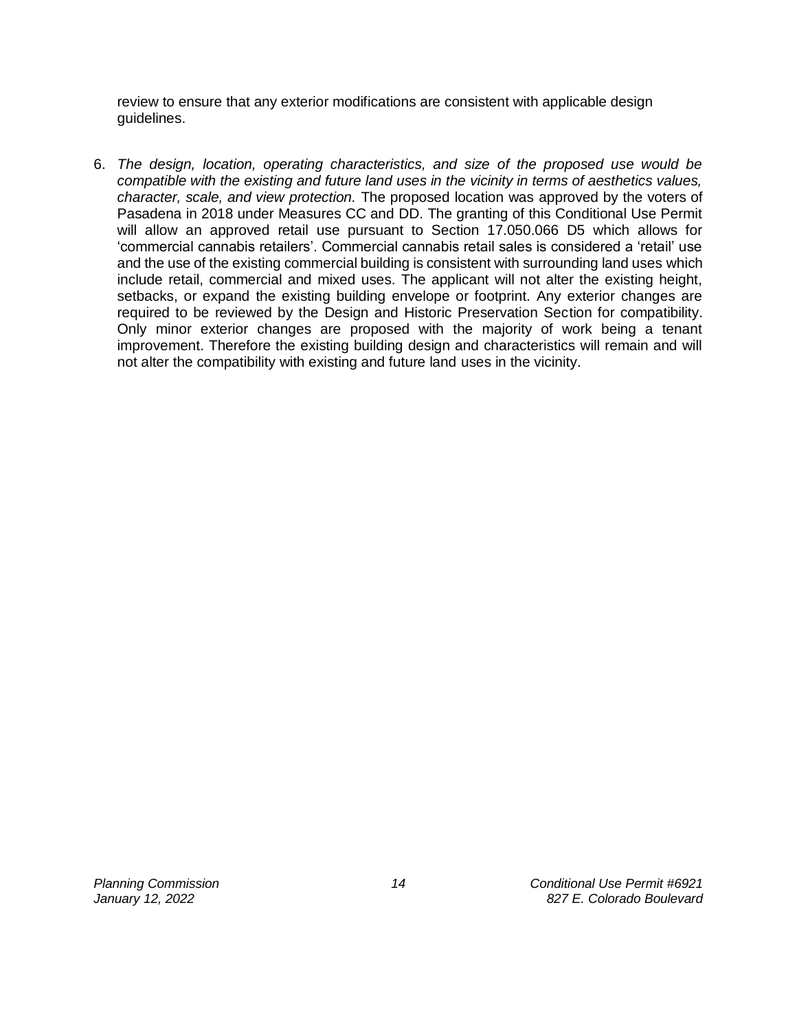review to ensure that any exterior modifications are consistent with applicable design guidelines.

6. *The design, location, operating characteristics, and size of the proposed use would be compatible with the existing and future land uses in the vicinity in terms of aesthetics values, character, scale, and view protection.* The proposed location was approved by the voters of Pasadena in 2018 under Measures CC and DD. The granting of this Conditional Use Permit will allow an approved retail use pursuant to Section 17.050.066 D5 which allows for 'commercial cannabis retailers'. Commercial cannabis retail sales is considered a 'retail' use and the use of the existing commercial building is consistent with surrounding land uses which include retail, commercial and mixed uses. The applicant will not alter the existing height, setbacks, or expand the existing building envelope or footprint. Any exterior changes are required to be reviewed by the Design and Historic Preservation Section for compatibility. Only minor exterior changes are proposed with the majority of work being a tenant improvement. Therefore the existing building design and characteristics will remain and will not alter the compatibility with existing and future land uses in the vicinity.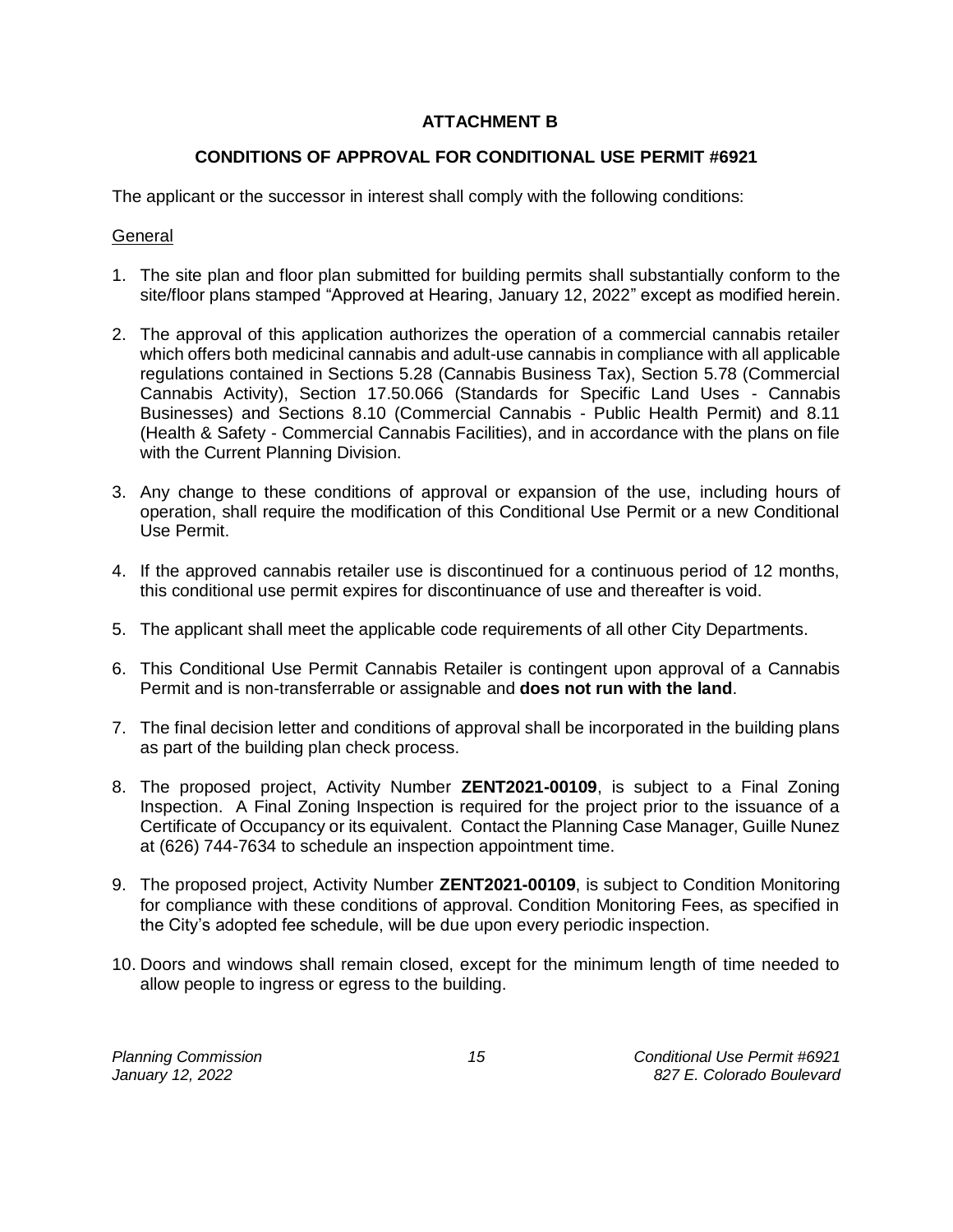**ATTACHMENT B**

**CONDITIONS OF APPROVAL FOR CONDITIONAL USE PERMIT #6921**

The applicant or the successor in interest shall comply with the following conditions:

General

1. The site plan and floor plan submitted for building permits shall substantially conform to the site/floor plans stamped "Approved at Hearing, January 12, 2022" except as modified herein.

2. The approval of this application authorizes the operation of a commercial cannabis retailer which offers both medicinal cannabis and adult-use cannabis in compliance with all applicable regulations contained in Sections 5.28 (Cannabis Business Tax), Section 5.78 (Commercial Cannabis Activity), Section 17.50.066 (Standards for Specific Land Uses - Cannabis Businesses) and Sections 8.10 (Commercial Cannabis - Public Health Permit) and 8.11 (Health & Safety - Commercial Cannabis Facilities), and in accordance with the plans on file with the Current Planning Division.

3. Any change to these conditions of approval or expansion of the use, including hours of operation, shall require the modification of this Conditional Use Permit or a new Conditional Use Permit.

4. If the approved cannabis retailer use is discontinued for a continuous period of 12 months, this conditional use permit expires for discontinuance of use and thereafter is void.

5. The applicant shall meet the applicable code requirements of all other City Departments.

6. This Conditional Use Permit Cannabis Retailer is contingent upon approval of a Cannabis Permit and is non-transferrable or assignable and **does not run with the land**.

7. The final decision letter and conditions of approval shall be incorporated in the building plans as part of the building plan check process.

8. The proposed project, Activity Number **ZENT2021-00109**, is subject to a Final Zoning Inspection. A Final Zoning Inspection is required for the project prior to the issuance of a Certificate of Occupancy or its equivalent. Contact the Planning Case Manager, Guille Nunez at (626) 744-7634 to schedule an inspection appointment time.

9. The proposed project, Activity Number **ZENT2021-00109**, is subject to Condition Monitoring for compliance with these conditions of approval. Condition Monitoring Fees, as specified in the City's adopted fee schedule, will be due upon every periodic inspection.

10. Doors and windows shall remain closed, except for the minimum length of time needed to allow people to ingress or egress to the building.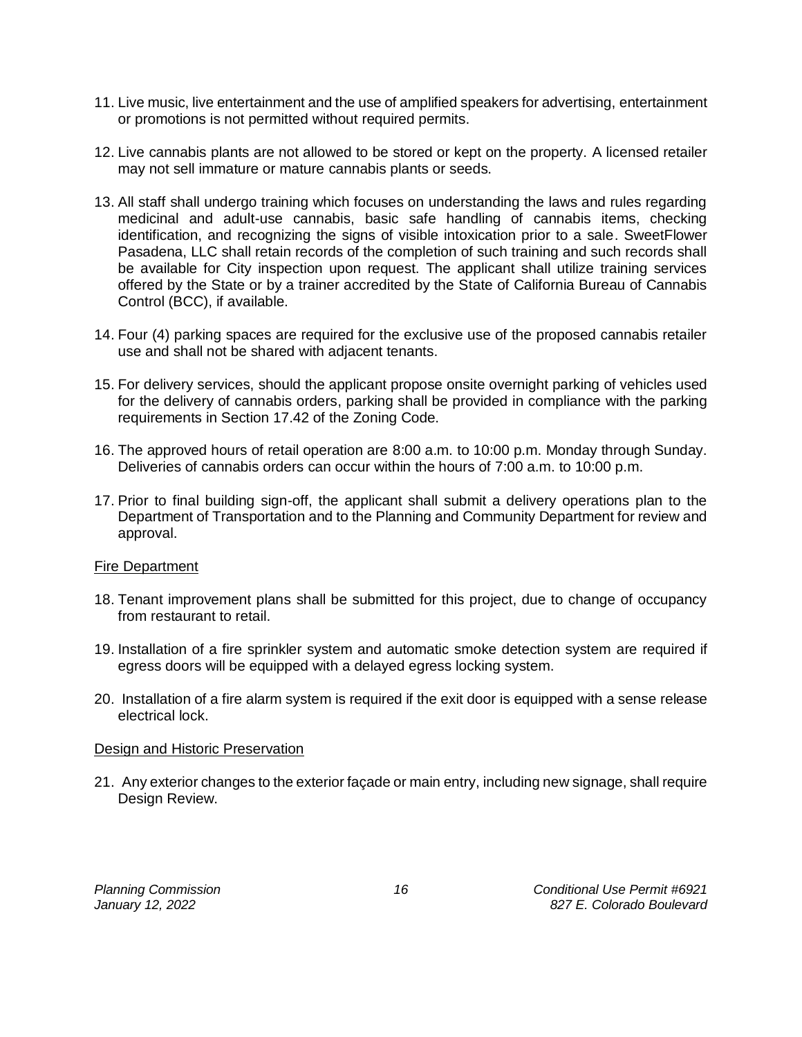11. Live music, live entertainment and the use of amplified speakers for advertising, entertainment or promotions is not permitted without required permits.

12. Live cannabis plants are not allowed to be stored or kept on the property. A licensed retailer may not sell immature or mature cannabis plants or seeds.

13. All staff shall undergo training which focuses on understanding the laws and rules regarding medicinal and adult-use cannabis, basic safe handling of cannabis items, checking identification, and recognizing the signs of visible intoxication prior to a sale. SweetFlower Pasadena, LLC shall retain records of the completion of such training and such records shall be available for City inspection upon request. The applicant shall utilize training services offered by the State or by a trainer accredited by the State of California Bureau of Cannabis Control (BCC), if available.

14. Four (4) parking spaces are required for the exclusive use of the proposed cannabis retailer use and shall not be shared with adjacent tenants.

15. For delivery services, should the applicant propose onsite overnight parking of vehicles used for the delivery of cannabis orders, parking shall be provided in compliance with the parking requirements in Section 17.42 of the Zoning Code.

16. The approved hours of retail operation are 8:00 a.m. to 10:00 p.m. Monday through Sunday. Deliveries of cannabis orders can occur within the hours of 7:00 a.m. to 10:00 p.m.

17. Prior to final building sign-off, the applicant shall submit a delivery operations plan to the Department of Transportation and to the Planning and Community Department for review and approval.

Fire Department

18. Tenant improvement plans shall be submitted for this project, due to change of occupancy from restaurant to retail.

19. Installation of a fire sprinkler system and automatic smoke detection system are required if egress doors will be equipped with a delayed egress locking system.

20. Installation of a fire alarm system is required if the exit door is equipped with a sense release electrical lock.

Design and Historic Preservation

21. Any exterior changes to the exterior façade or main entry, including new signage, shall require Design Review.